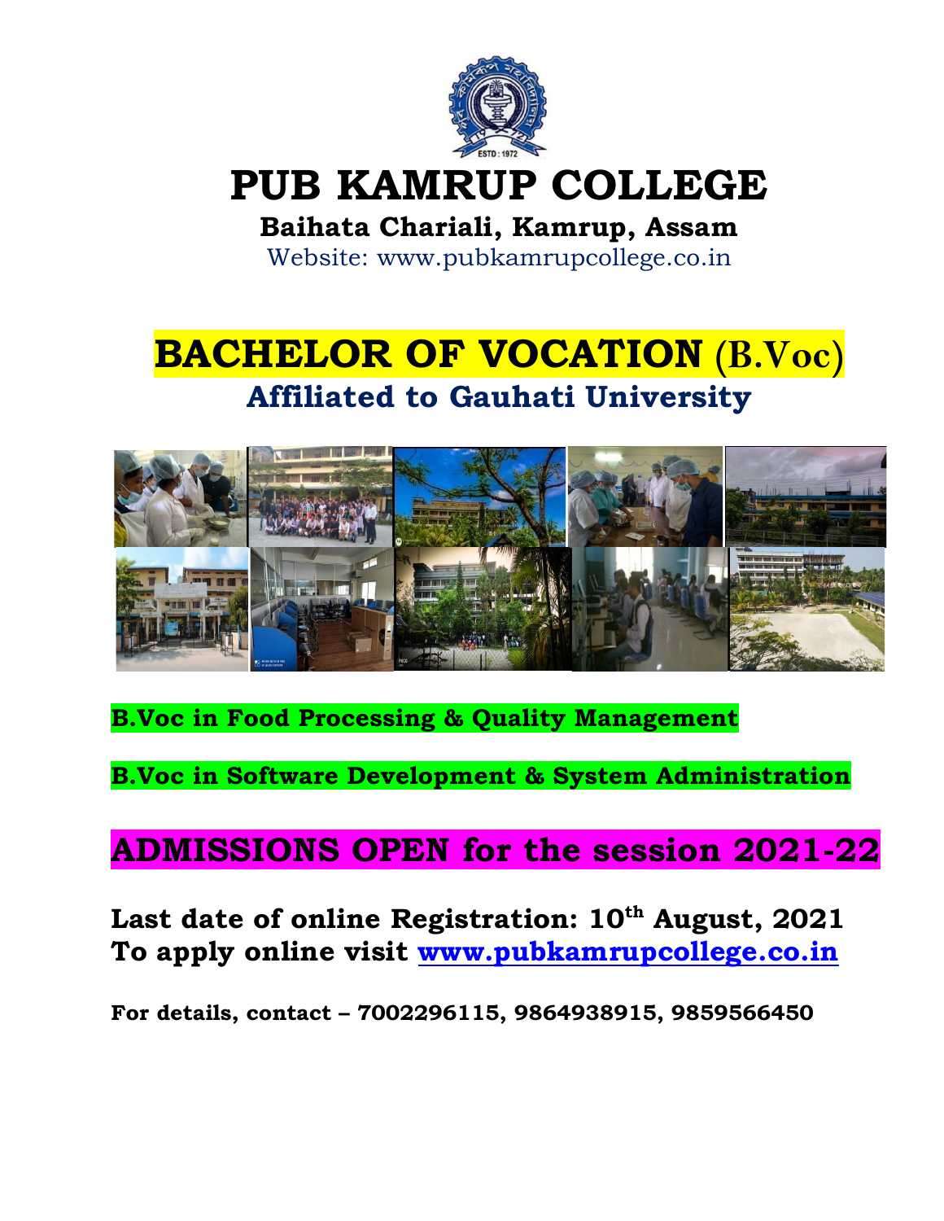# PUB KAMRUP COLLEGE

**Baihata Chariali, Kamrup, Assam**

Website: www.pubkamrupcollege.co.in

# BACHELOR OF VOCATION (B.Voc)

## Affiliated to Gauhati University

**B.Voc in Food Processing & Quality Management**

**B.Voc in Software Development & System Administration**

## ADMISSIONS OPEN for the session 2021-22

**Last date of online Registration: 10th August, 2021**
**To apply online visit www.pubkamrupcollege.co.in**

**For details, contact – 7002296115, 9864938915, 9859566450**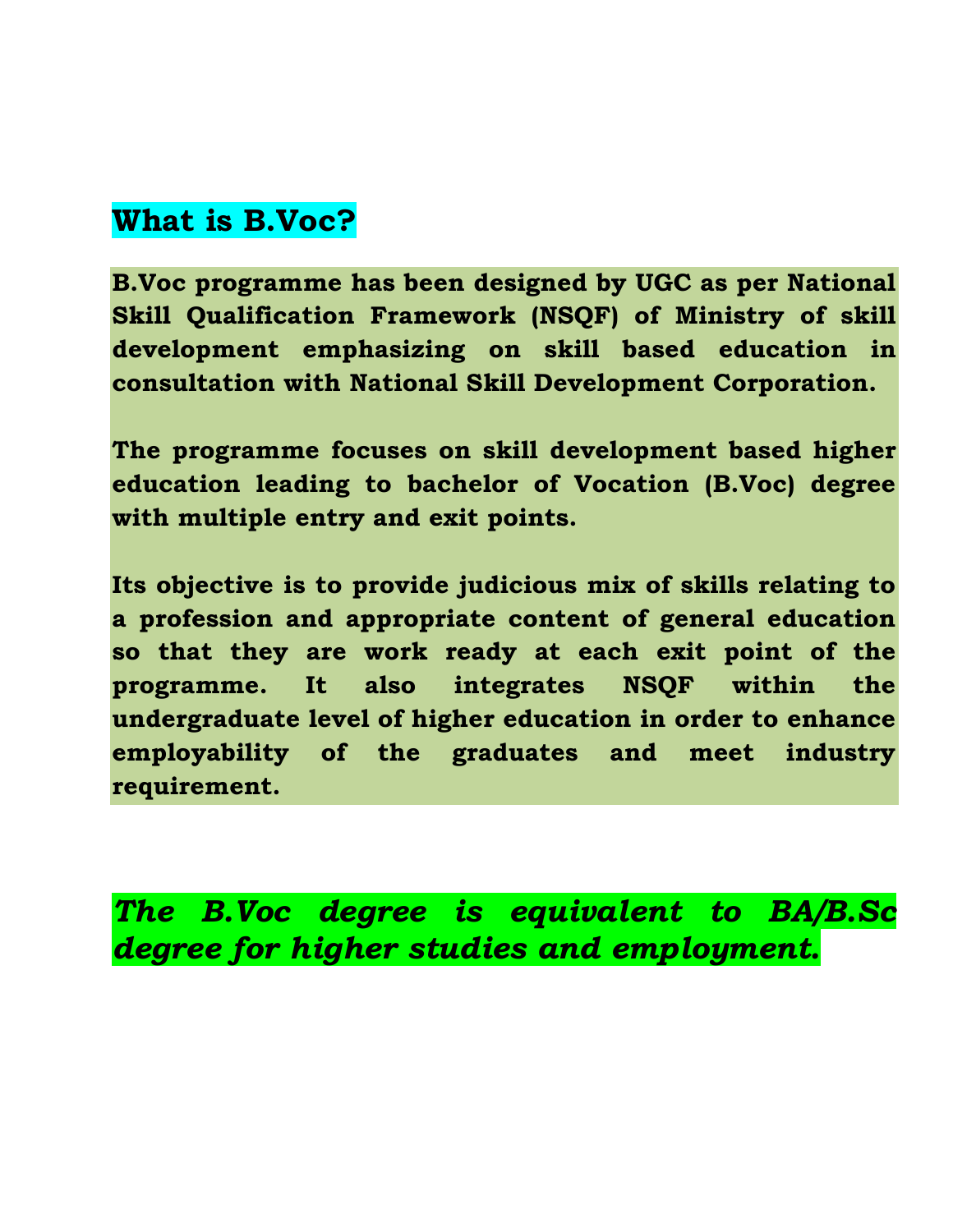## What is B.Voc?

**B.Voc programme has been designed by UGC as per National Skill Qualification Framework (NSQF) of Ministry of skill development emphasizing on skill based education in consultation with National Skill Development Corporation.**

**The programme focuses on skill development based higher education leading to bachelor of Vocation (B.Voc) degree with multiple entry and exit points.**

**Its objective is to provide judicious mix of skills relating to a profession and appropriate content of general education so that they are work ready at each exit point of the programme. It also integrates NSQF within the undergraduate level of higher education in order to enhance employability of the graduates and meet industry requirement.**

***The B.Voc degree is equivalent to BA/B.Sc degree for higher studies and employment.***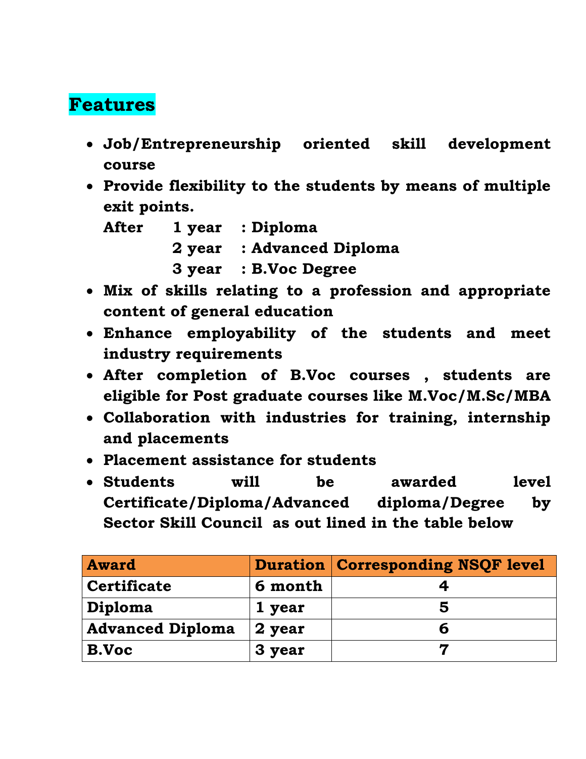## Features

- **Job/Entrepreneurship oriented skill development course**
- **Provide flexibility to the students by means of multiple exit points.**

  **After 1 year : Diploma**

  **2 year : Advanced Diploma**

  **3 year : B.Voc Degree**
- **Mix of skills relating to a profession and appropriate content of general education**
- **Enhance employability of the students and meet industry requirements**
- **After completion of B.Voc courses , students are eligible for Post graduate courses like M.Voc/M.Sc/MBA**
- **Collaboration with industries for training, internship and placements**
- **Placement assistance for students**
- **Students will be awarded level Certificate/Diploma/Advanced diploma/Degree by Sector Skill Council as out lined in the table below**

| Award | Duration | Corresponding NSQF level |
|---|---|---|
| Certificate | 6 month | 4 |
| Diploma | 1 year | 5 |
| Advanced Diploma | 2 year | 6 |
| B.Voc | 3 year | 7 |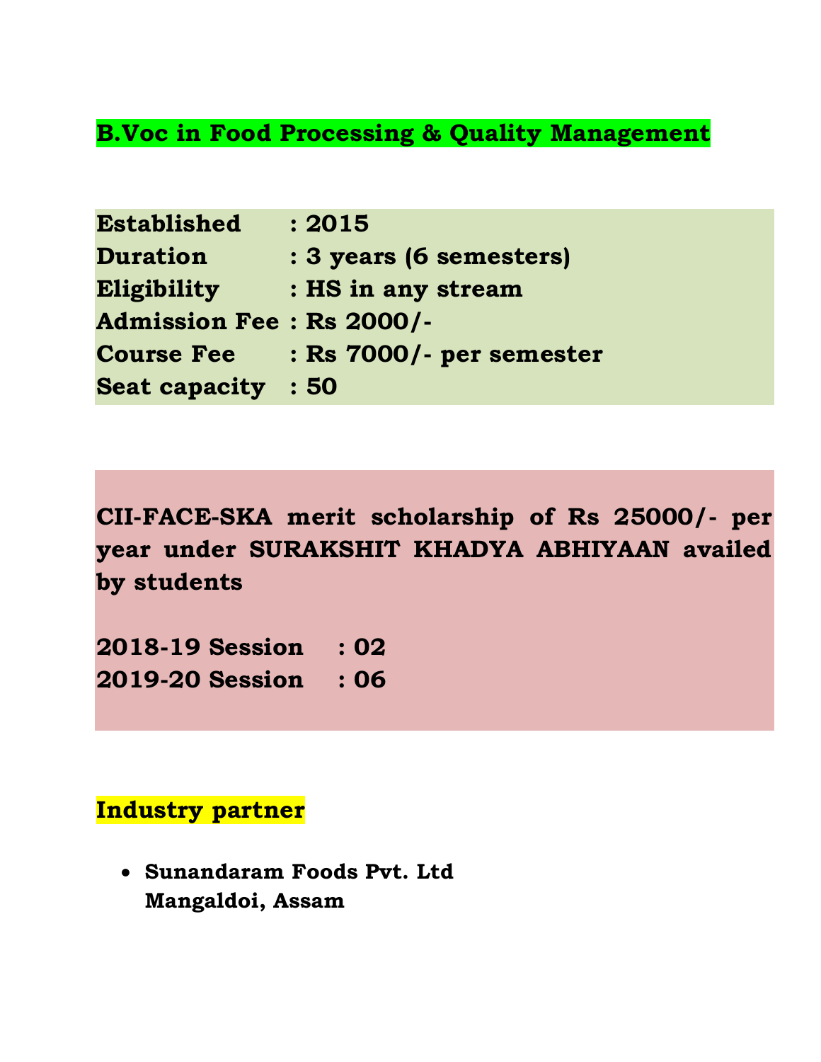## B.Voc in Food Processing & Quality Management

**Established : 2015**
**Duration : 3 years (6 semesters)**
**Eligibility : HS in any stream**
**Admission Fee : Rs 2000/-**
**Course Fee : Rs 7000/- per semester**
**Seat capacity : 50**

**CII-FACE-SKA merit scholarship of Rs 25000/- per year under SURAKSHIT KHADYA ABHIYAAN availed by students**

**2018-19 Session : 02**
**2019-20 Session : 06**

### Industry partner

- **Sunandaram Foods Pvt. Ltd**
  **Mangaldoi, Assam**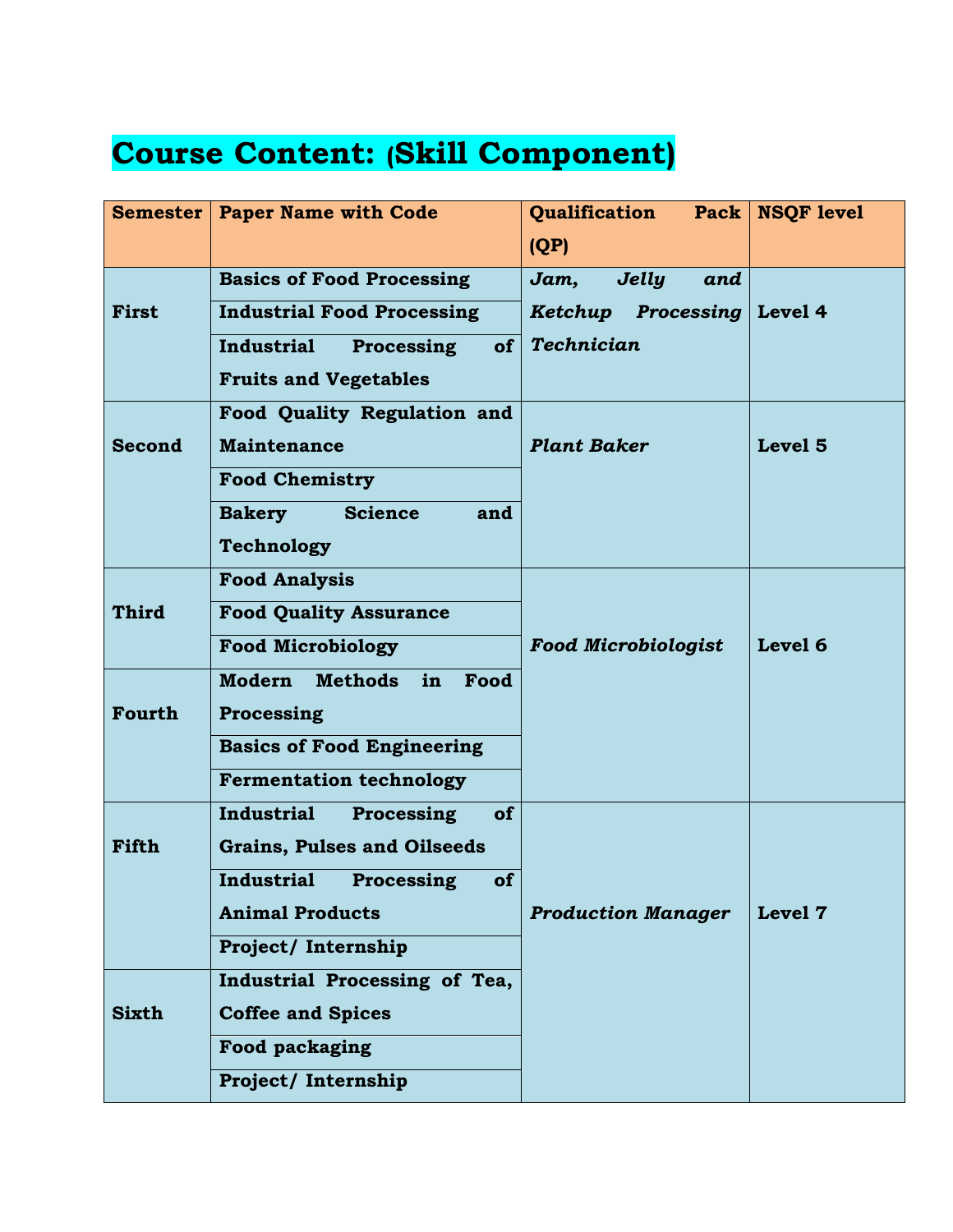# Course Content: (Skill Component)

| Semester | Paper Name with Code | Qualification Pack (QP) | NSQF level |
|---|---|---|---|
| First | Basics of Food Processing | *Jam, Jelly and Ketchup Processing Technician* | Level 4 |
| | Industrial Food Processing | | |
| | Industrial Processing of Fruits and Vegetables | | |
| Second | Food Quality Regulation and Maintenance | *Plant Baker* | Level 5 |
| | Food Chemistry | | |
| | Bakery Science and Technology | | |
| Third | Food Analysis | *Food Microbiologist* | Level 6 |
| | Food Quality Assurance | | |
| | Food Microbiology | | |
| Fourth | Modern Methods in Food Processing | | |
| | Basics of Food Engineering | | |
| | Fermentation technology | | |
| Fifth | Industrial Processing of Grains, Pulses and Oilseeds | *Production Manager* | Level 7 |
| | Industrial Processing of Animal Products | | |
| | Project/ Internship | | |
| Sixth | Industrial Processing of Tea, Coffee and Spices | | |
| | Food packaging | | |
| | Project/ Internship | | |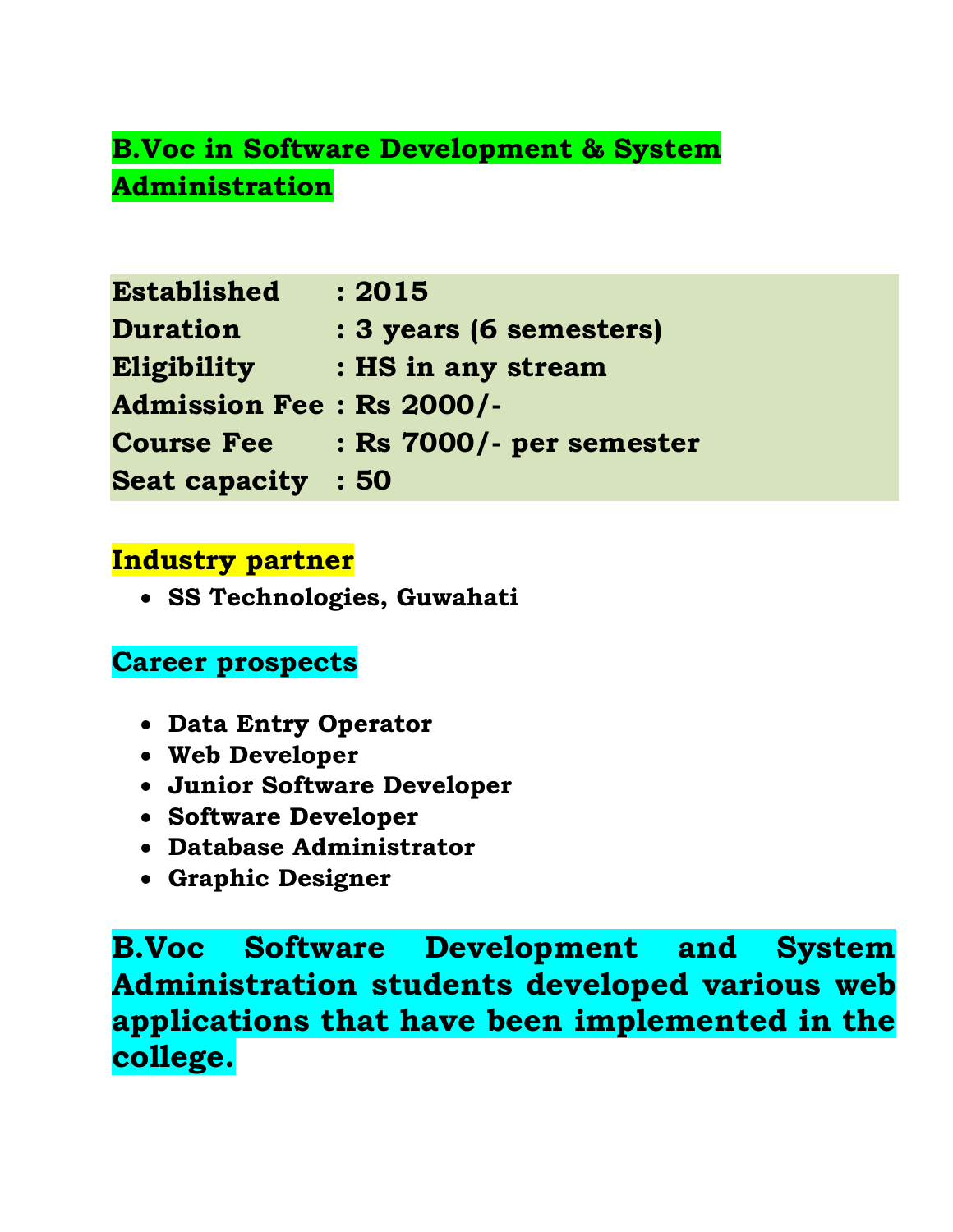## B.Voc in Software Development & System Administration

**Established : 2015**
**Duration : 3 years (6 semesters)**
**Eligibility : HS in any stream**
**Admission Fee : Rs 2000/-**
**Course Fee : Rs 7000/- per semester**
**Seat capacity : 50**

### Industry partner

- **SS Technologies, Guwahati**

### Career prospects

- **Data Entry Operator**
- **Web Developer**
- **Junior Software Developer**
- **Software Developer**
- **Database Administrator**
- **Graphic Designer**

**B.Voc Software Development and System Administration students developed various web applications that have been implemented in the college.**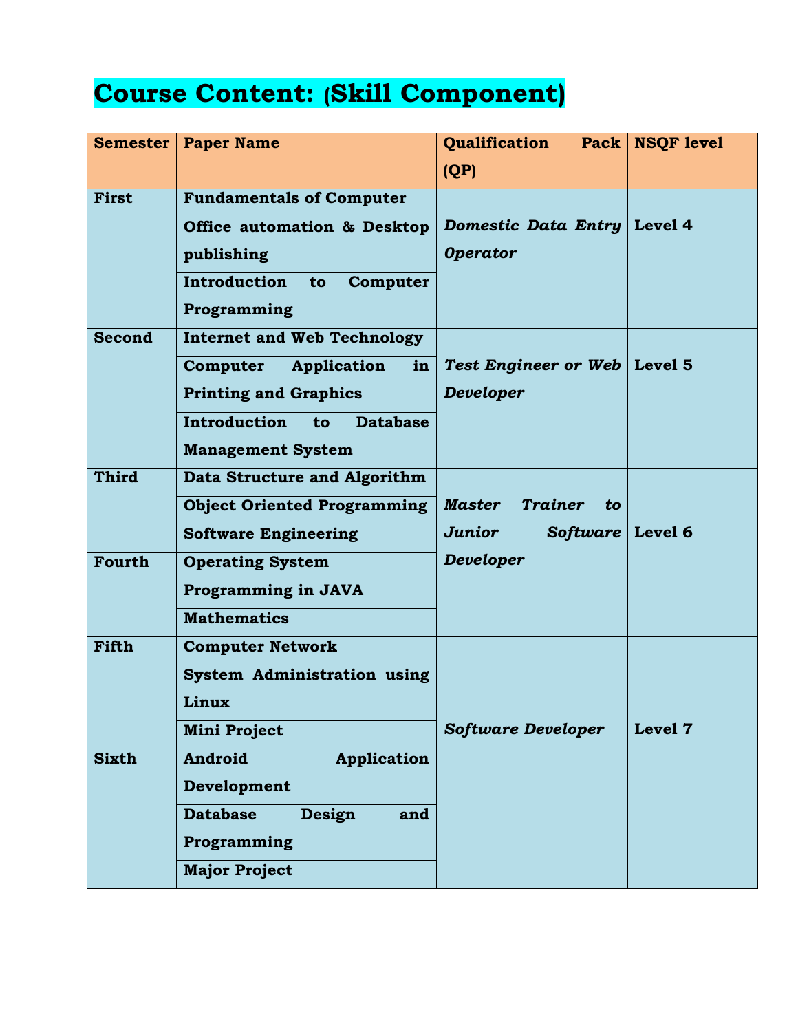# Course Content: (Skill Component)

| Semester | Paper Name | Qualification Pack (QP) | NSQF level |
|---|---|---|---|
| **First** | **Fundamentals of Computer** | ***Domestic Data Entry Operator*** | **Level 4** |
| | **Office automation & Desktop publishing** | | |
| | **Introduction to Computer Programming** | | |
| **Second** | **Internet and Web Technology** | ***Test Engineer or Web Developer*** | **Level 5** |
| | **Computer Application in Printing and Graphics** | | |
| | **Introduction to Database Management System** | | |
| **Third** | **Data Structure and Algorithm** | ***Master Trainer to Junior Software Developer*** | **Level 6** |
| | **Object Oriented Programming** | | |
| | **Software Engineering** | | |
| **Fourth** | **Operating System** | | |
| | **Programming in JAVA** | | |
| | **Mathematics** | | |
| **Fifth** | **Computer Network** | ***Software Developer*** | **Level 7** |
| | **System Administration using Linux** | | |
| | **Mini Project** | | |
| **Sixth** | **Android Application Development** | | |
| | **Database Design and Programming** | | |
| | **Major Project** | | |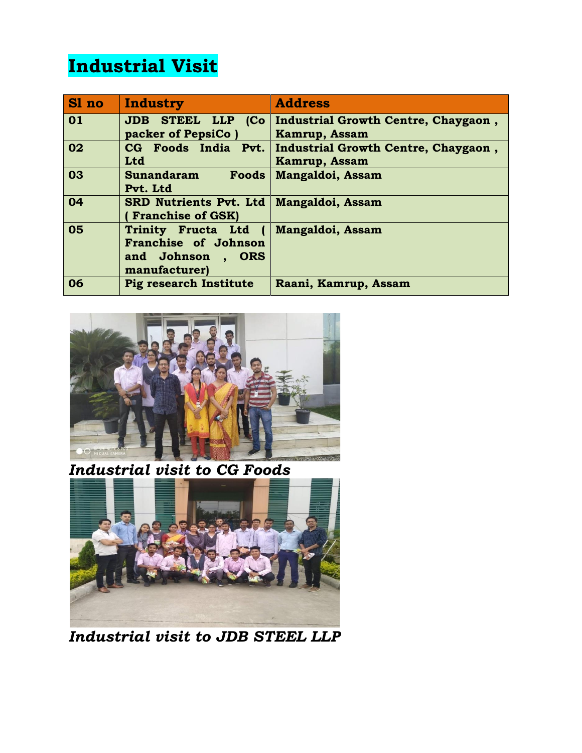# Industrial Visit

| Sl no | Industry | Address |
|---|---|---|
| 01 | JDB STEEL LLP (Co packer of PepsiCo ) | Industrial Growth Centre, Chaygaon , Kamrup, Assam |
| 02 | CG Foods India Pvt. Ltd | Industrial Growth Centre, Chaygaon , Kamrup, Assam |
| 03 | Sunandaram Foods Pvt. Ltd | Mangaldoi, Assam |
| 04 | SRD Nutrients Pvt. Ltd ( Franchise of GSK) | Mangaldoi, Assam |
| 05 | Trinity Fructa Ltd ( Franchise of Johnson and Johnson , ORS manufacturer) | Mangaldoi, Assam |
| 06 | Pig research Institute | Raani, Kamrup, Assam |

*Industrial visit to CG Foods*

*Industrial visit to JDB STEEL LLP*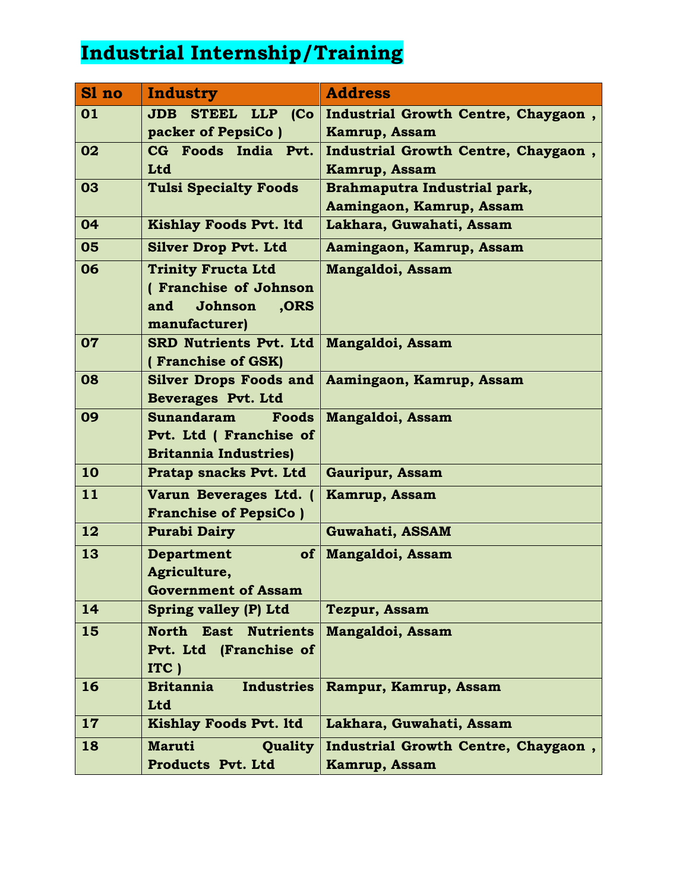# Industrial Internship/Training

| Sl no | Industry | Address |
|---|---|---|
| 01 | JDB STEEL LLP (Co packer of PepsiCo ) | Industrial Growth Centre, Chaygaon , Kamrup, Assam |
| 02 | CG Foods India Pvt. Ltd | Industrial Growth Centre, Chaygaon , Kamrup, Assam |
| 03 | Tulsi Specialty Foods | Brahmaputra Industrial park, Aamingaon, Kamrup, Assam |
| 04 | Kishlay Foods Pvt. ltd | Lakhara, Guwahati, Assam |
| 05 | Silver Drop Pvt. Ltd | Aamingaon, Kamrup, Assam |
| 06 | Trinity Fructa Ltd ( Franchise of Johnson and Johnson ,ORS manufacturer) | Mangaldoi, Assam |
| 07 | SRD Nutrients Pvt. Ltd ( Franchise of GSK) | Mangaldoi, Assam |
| 08 | Silver Drops Foods and Beverages Pvt. Ltd | Aamingaon, Kamrup, Assam |
| 09 | Sunandaram Foods Pvt. Ltd ( Franchise of Britannia Industries) | Mangaldoi, Assam |
| 10 | Pratap snacks Pvt. Ltd | Gauripur, Assam |
| 11 | Varun Beverages Ltd. ( Franchise of PepsiCo ) | Kamrup, Assam |
| 12 | Purabi Dairy | Guwahati, ASSAM |
| 13 | Department of Agriculture, Government of Assam | Mangaldoi, Assam |
| 14 | Spring valley (P) Ltd | Tezpur, Assam |
| 15 | North East Nutrients Pvt. Ltd (Franchise of ITC ) | Mangaldoi, Assam |
| 16 | Britannia Industries Ltd | Rampur, Kamrup, Assam |
| 17 | Kishlay Foods Pvt. ltd | Lakhara, Guwahati, Assam |
| 18 | Maruti Quality Products Pvt. Ltd | Industrial Growth Centre, Chaygaon , Kamrup, Assam |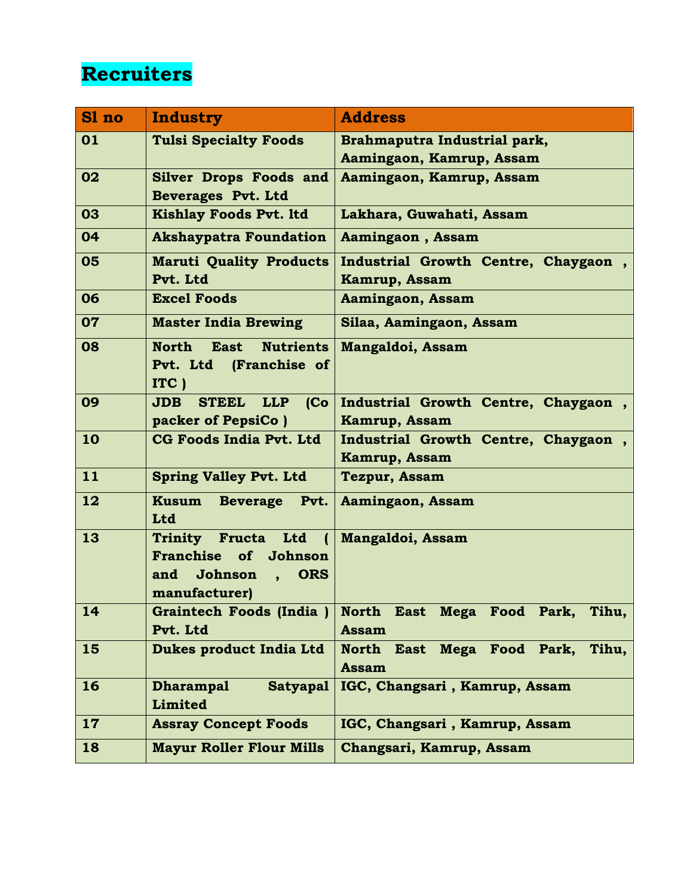# Recruiters

| Sl no | Industry | Address |
|---|---|---|
| 01 | Tulsi Specialty Foods | Brahmaputra Industrial park, Aamingaon, Kamrup, Assam |
| 02 | Silver Drops Foods and Beverages Pvt. Ltd | Aamingaon, Kamrup, Assam |
| 03 | Kishlay Foods Pvt. ltd | Lakhara, Guwahati, Assam |
| 04 | Akshaypatra Foundation | Aamingaon , Assam |
| 05 | Maruti Quality Products Pvt. Ltd | Industrial Growth Centre, Chaygaon , Kamrup, Assam |
| 06 | Excel Foods | Aamingaon, Assam |
| 07 | Master India Brewing | Silaa, Aamingaon, Assam |
| 08 | North East Nutrients Pvt. Ltd (Franchise of ITC ) | Mangaldoi, Assam |
| 09 | JDB STEEL LLP (Co packer of PepsiCo ) | Industrial Growth Centre, Chaygaon , Kamrup, Assam |
| 10 | CG Foods India Pvt. Ltd | Industrial Growth Centre, Chaygaon , Kamrup, Assam |
| 11 | Spring Valley Pvt. Ltd | Tezpur, Assam |
| 12 | Kusum Beverage Pvt. Ltd | Aamingaon, Assam |
| 13 | Trinity Fructa Ltd ( Franchise of Johnson and Johnson , ORS manufacturer) | Mangaldoi, Assam |
| 14 | Graintech Foods (India ) Pvt. Ltd | North East Mega Food Park, Tihu, Assam |
| 15 | Dukes product India Ltd | North East Mega Food Park, Tihu, Assam |
| 16 | Dharampal Satyapal Limited | IGC, Changsari , Kamrup, Assam |
| 17 | Assray Concept Foods | IGC, Changsari , Kamrup, Assam |
| 18 | Mayur Roller Flour Mills | Changsari, Kamrup, Assam |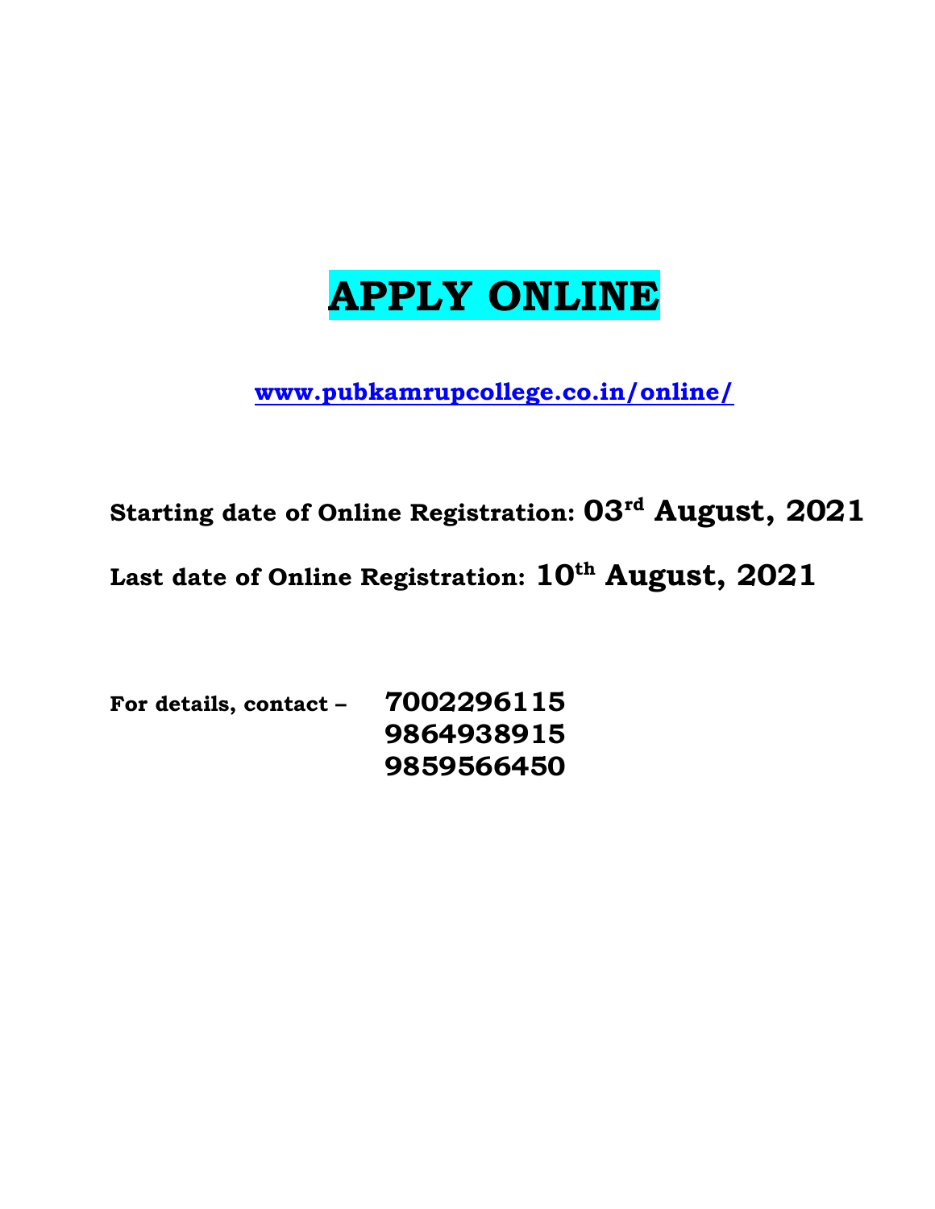# APPLY ONLINE

[www.pubkamrupcollege.co.in/online/](www.pubkamrupcollege.co.in/online/)

**Starting date of Online Registration: 03rd August, 2021**

**Last date of Online Registration: 10th August, 2021**

**For details, contact –** **7002296115**
**9864938915**
**9859566450**